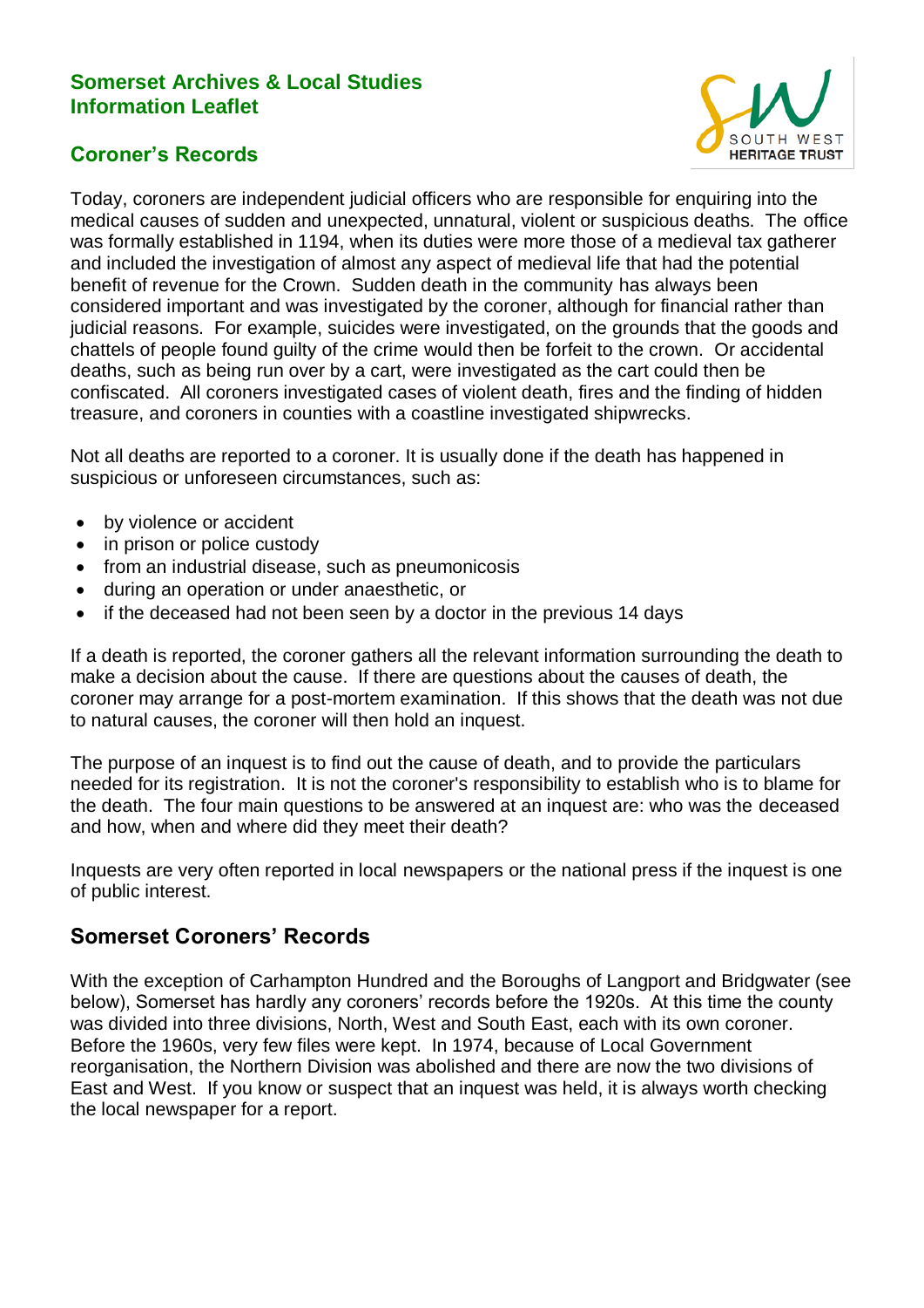**Somerset Archives & Local Studies**
**Information Leaflet**

# Coroner's Records

Today, coroners are independent judicial officers who are responsible for enquiring into the medical causes of sudden and unexpected, unnatural, violent or suspicious deaths. The office was formally established in 1194, when its duties were more those of a medieval tax gatherer and included the investigation of almost any aspect of medieval life that had the potential benefit of revenue for the Crown. Sudden death in the community has always been considered important and was investigated by the coroner, although for financial rather than judicial reasons. For example, suicides were investigated, on the grounds that the goods and chattels of people found guilty of the crime would then be forfeit to the crown. Or accidental deaths, such as being run over by a cart, were investigated as the cart could then be confiscated. All coroners investigated cases of violent death, fires and the finding of hidden treasure, and coroners in counties with a coastline investigated shipwrecks.

Not all deaths are reported to a coroner. It is usually done if the death has happened in suspicious or unforeseen circumstances, such as:

- by violence or accident
- in prison or police custody
- from an industrial disease, such as pneumonicosis
- during an operation or under anaesthetic, or
- if the deceased had not been seen by a doctor in the previous 14 days

If a death is reported, the coroner gathers all the relevant information surrounding the death to make a decision about the cause. If there are questions about the causes of death, the coroner may arrange for a post-mortem examination. If this shows that the death was not due to natural causes, the coroner will then hold an inquest.

The purpose of an inquest is to find out the cause of death, and to provide the particulars needed for its registration. It is not the coroner's responsibility to establish who is to blame for the death. The four main questions to be answered at an inquest are: who was the deceased and how, when and where did they meet their death?

Inquests are very often reported in local newspapers or the national press if the inquest is one of public interest.

## Somerset Coroners' Records

With the exception of Carhampton Hundred and the Boroughs of Langport and Bridgwater (see below), Somerset has hardly any coroners' records before the 1920s. At this time the county was divided into three divisions, North, West and South East, each with its own coroner. Before the 1960s, very few files were kept. In 1974, because of Local Government reorganisation, the Northern Division was abolished and there are now the two divisions of East and West. If you know or suspect that an inquest was held, it is always worth checking the local newspaper for a report.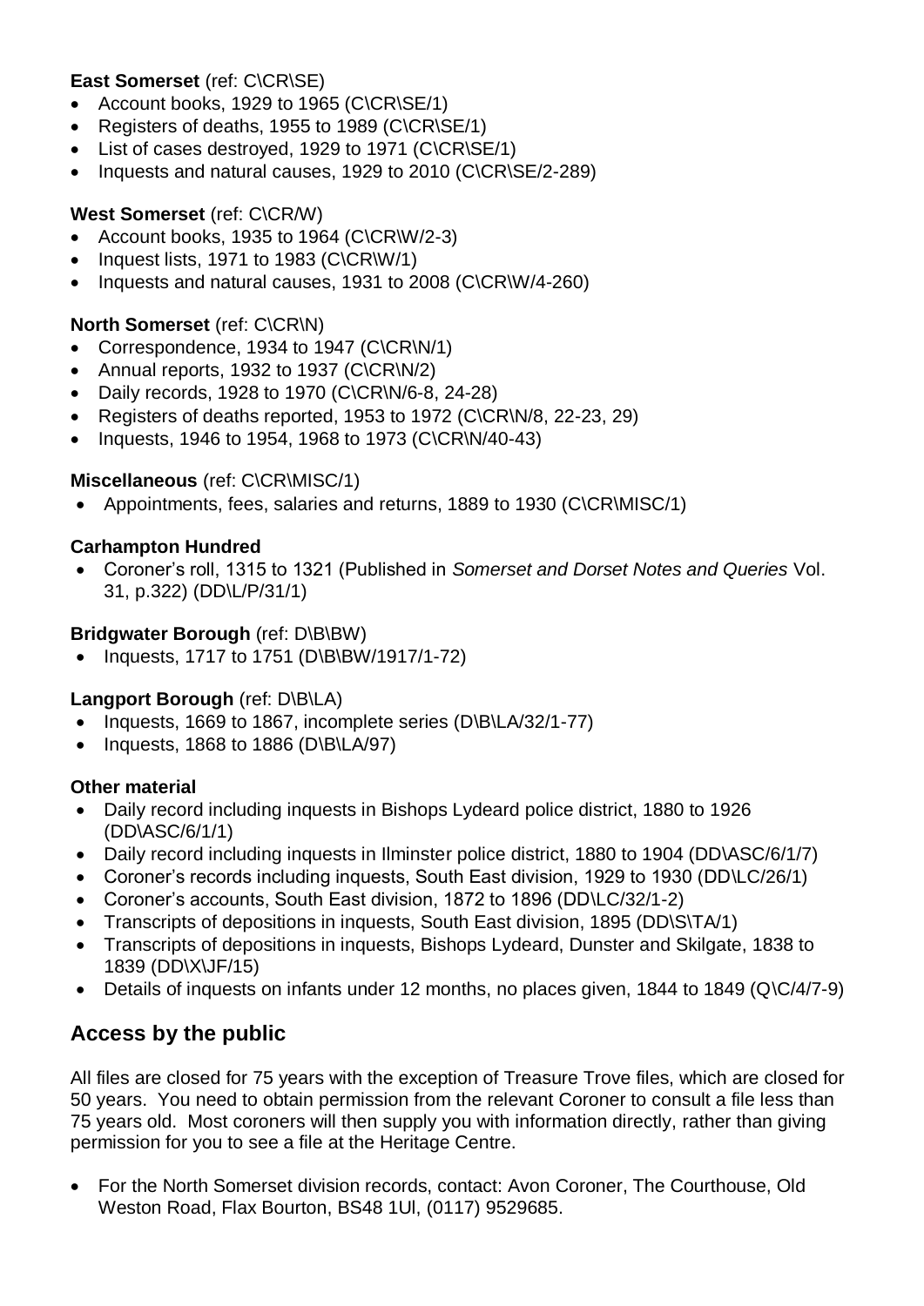**East Somerset** (ref: C\CR\SE)

- Account books, 1929 to 1965 (C\CR\SE/1)
- Registers of deaths, 1955 to 1989 (C\CR\SE/1)
- List of cases destroyed, 1929 to 1971 (C\CR\SE/1)
- Inquests and natural causes, 1929 to 2010 (C\CR\SE/2-289)

**West Somerset** (ref: C\CR/W)

- Account books, 1935 to 1964 (C\CR\W/2-3)
- Inquest lists, 1971 to 1983 (C\CR\W/1)
- Inquests and natural causes, 1931 to 2008 (C\CR\W/4-260)

**North Somerset** (ref: C\CR\N)

- Correspondence, 1934 to 1947 (C\CR\N/1)
- Annual reports, 1932 to 1937 (C\CR\N/2)
- Daily records, 1928 to 1970 (C\CR\N/6-8, 24-28)
- Registers of deaths reported, 1953 to 1972 (C\CR\N/8, 22-23, 29)
- Inquests, 1946 to 1954, 1968 to 1973 (C\CR\N/40-43)

**Miscellaneous** (ref: C\CR\MISC/1)

- Appointments, fees, salaries and returns, 1889 to 1930 (C\CR\MISC/1)

**Carhampton Hundred**

- Coroner's roll, 1315 to 1321 (Published in *Somerset and Dorset Notes and Queries* Vol. 31, p.322) (DD\L/P/31/1)

**Bridgwater Borough** (ref: D\B\BW)

- Inquests, 1717 to 1751 (D\B\BW/1917/1-72)

**Langport Borough** (ref: D\B\LA)

- Inquests, 1669 to 1867, incomplete series (D\B\LA/32/1-77)
- Inquests, 1868 to 1886 (D\B\LA/97)

**Other material**

- Daily record including inquests in Bishops Lydeard police district, 1880 to 1926 (DD\ASC/6/1/1)
- Daily record including inquests in Ilminster police district, 1880 to 1904 (DD\ASC/6/1/7)
- Coroner's records including inquests, South East division, 1929 to 1930 (DD\LC/26/1)
- Coroner's accounts, South East division, 1872 to 1896 (DD\LC/32/1-2)
- Transcripts of depositions in inquests, South East division, 1895 (DD\S\TA/1)
- Transcripts of depositions in inquests, Bishops Lydeard, Dunster and Skilgate, 1838 to 1839 (DD\X\JF/15)
- Details of inquests on infants under 12 months, no places given, 1844 to 1849 (Q\C/4/7-9)

## Access by the public

All files are closed for 75 years with the exception of Treasure Trove files, which are closed for 50 years. You need to obtain permission from the relevant Coroner to consult a file less than 75 years old. Most coroners will then supply you with information directly, rather than giving permission for you to see a file at the Heritage Centre.

- For the North Somerset division records, contact: Avon Coroner, The Courthouse, Old Weston Road, Flax Bourton, BS48 1Ul, (0117) 9529685.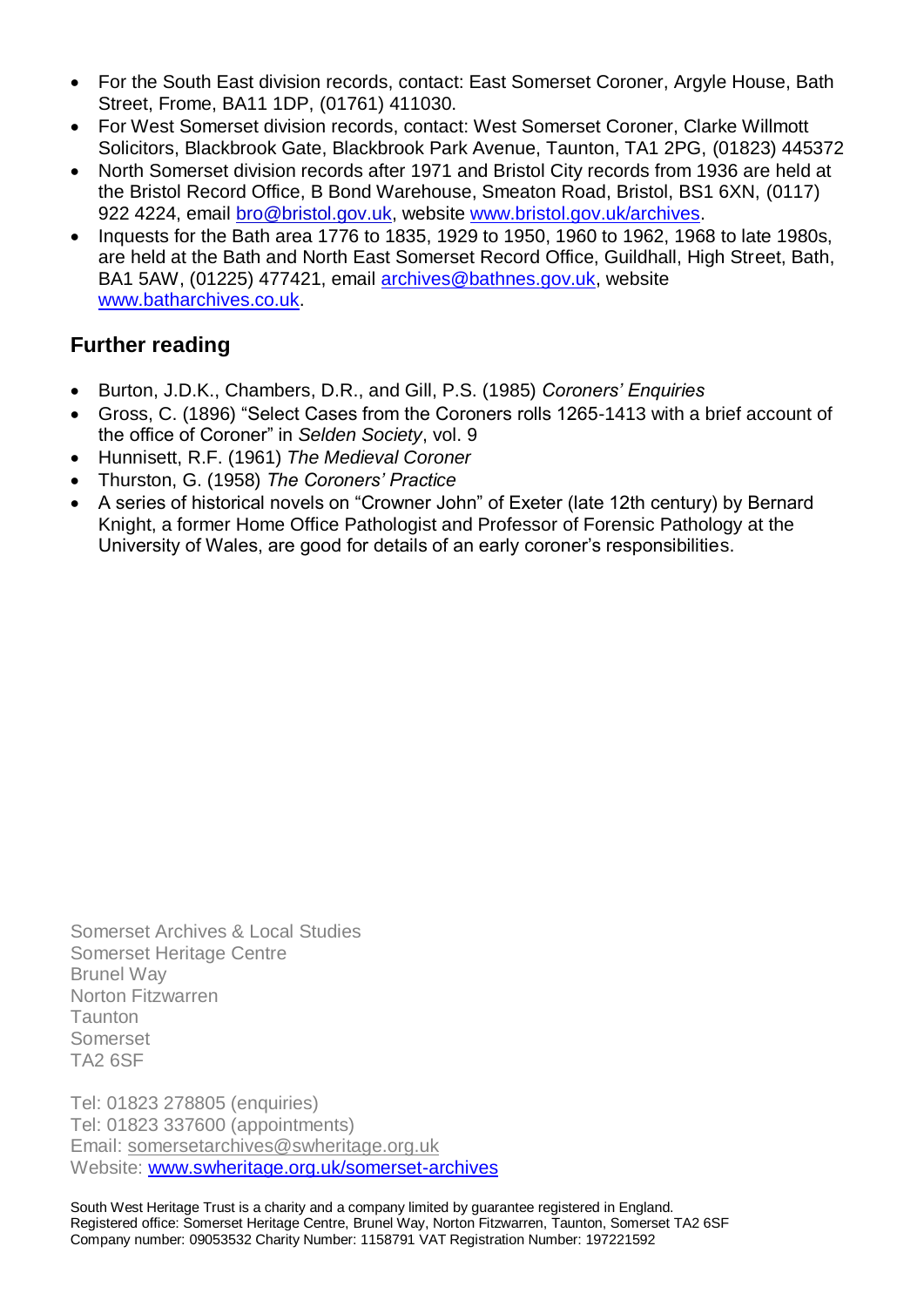- For the South East division records, contact: East Somerset Coroner, Argyle House, Bath Street, Frome, BA11 1DP, (01761) 411030.
- For West Somerset division records, contact: West Somerset Coroner, Clarke Willmott Solicitors, Blackbrook Gate, Blackbrook Park Avenue, Taunton, TA1 2PG, (01823) 445372
- North Somerset division records after 1971 and Bristol City records from 1936 are held at the Bristol Record Office, B Bond Warehouse, Smeaton Road, Bristol, BS1 6XN, (0117) 922 4224, email bro@bristol.gov.uk, website www.bristol.gov.uk/archives.
- Inquests for the Bath area 1776 to 1835, 1929 to 1950, 1960 to 1962, 1968 to late 1980s, are held at the Bath and North East Somerset Record Office, Guildhall, High Street, Bath, BA1 5AW, (01225) 477421, email archives@bathnes.gov.uk, website www.batharchives.co.uk.

## Further reading

- Burton, J.D.K., Chambers, D.R., and Gill, P.S. (1985) *Coroners' Enquiries*
- Gross, C. (1896) "Select Cases from the Coroners rolls 1265-1413 with a brief account of the office of Coroner" in *Selden Society*, vol. 9
- Hunnisett, R.F. (1961) *The Medieval Coroner*
- Thurston, G. (1958) *The Coroners' Practice*
- A series of historical novels on "Crowner John" of Exeter (late 12th century) by Bernard Knight, a former Home Office Pathologist and Professor of Forensic Pathology at the University of Wales, are good for details of an early coroner's responsibilities.

Somerset Archives & Local Studies
Somerset Heritage Centre
Brunel Way
Norton Fitzwarren
Taunton
Somerset
TA2 6SF

Tel: 01823 278805 (enquiries)
Tel: 01823 337600 (appointments)
Email: somersetarchives@swheritage.org.uk
Website: www.swheritage.org.uk/somerset-archives

South West Heritage Trust is a charity and a company limited by guarantee registered in England.
Registered office: Somerset Heritage Centre, Brunel Way, Norton Fitzwarren, Taunton, Somerset TA2 6SF
Company number: 09053532 Charity Number: 1158791 VAT Registration Number: 197221592